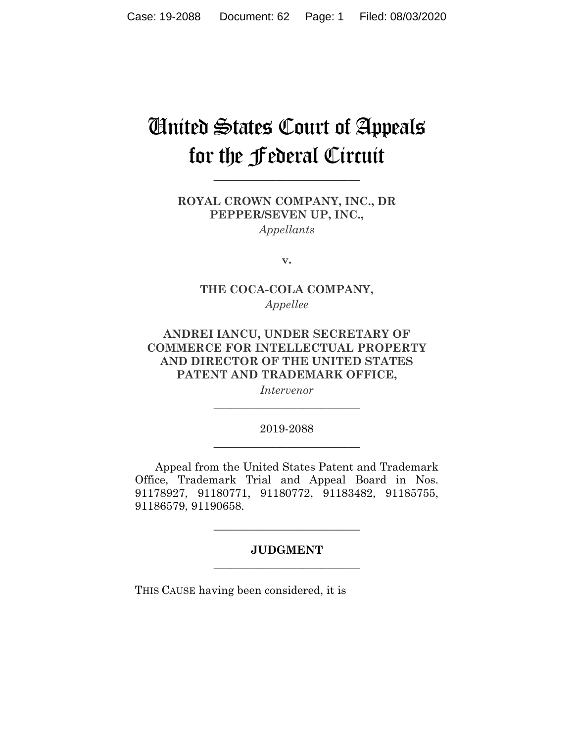# United States Court of Appeals for the Federal Circuit

---

**ROYAL CROWN COMPANY, INC., DR PEPPER/SEVEN UP, INC.,**
*Appellants*

**v.**

**THE COCA-COLA COMPANY,**
*Appellee*

**ANDREI IANCU, UNDER SECRETARY OF COMMERCE FOR INTELLECTUAL PROPERTY AND DIRECTOR OF THE UNITED STATES PATENT AND TRADEMARK OFFICE,**
*Intervenor*

---

2019-2088

---

Appeal from the United States Patent and Trademark Office, Trademark Trial and Appeal Board in Nos. 91178927, 91180771, 91180772, 91183482, 91185755, 91186579, 91190658.

---

**JUDGMENT**

---

THIS CAUSE having been considered, it is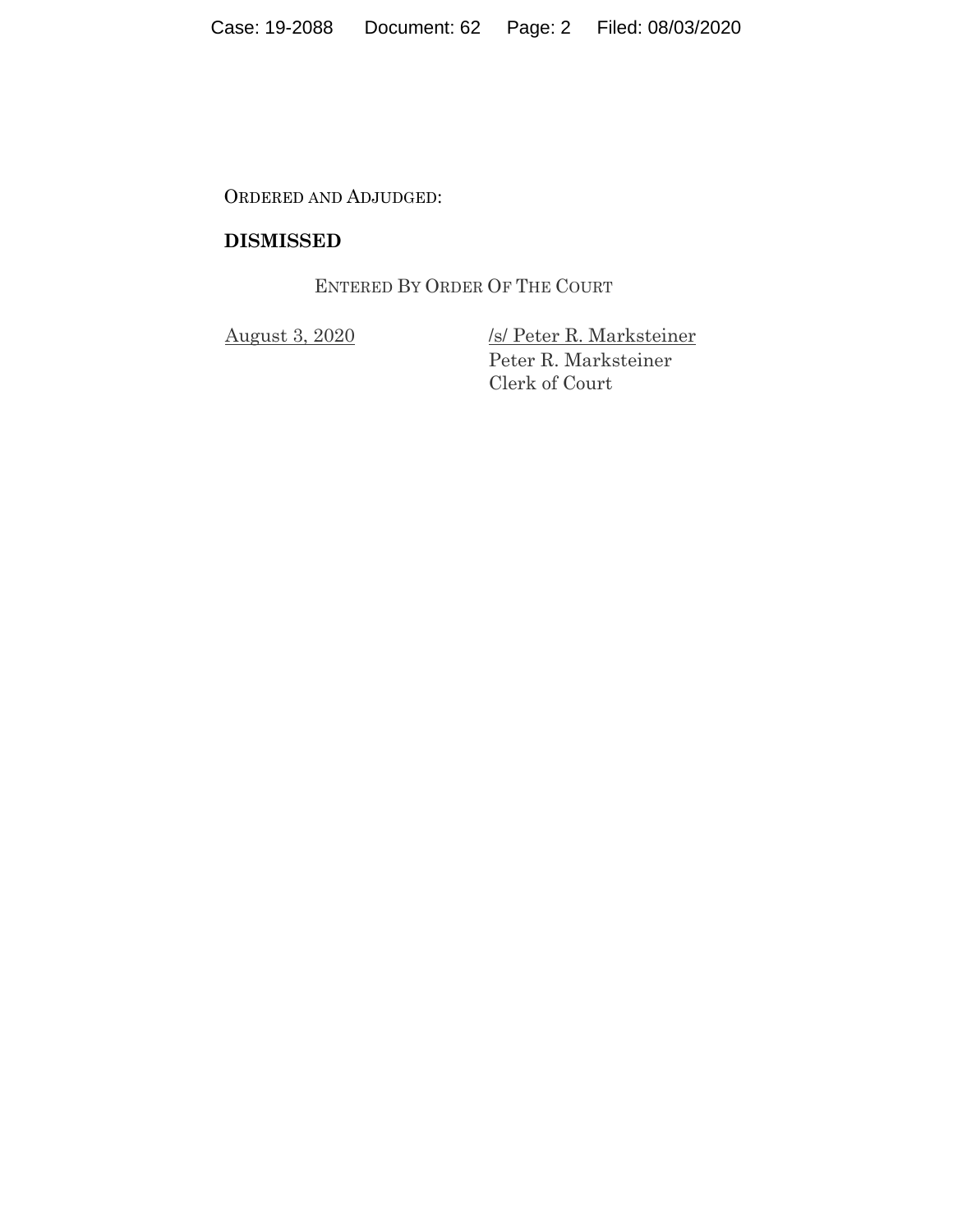ORDERED AND ADJUDGED:

**DISMISSED**

ENTERED BY ORDER OF THE COURT

August 3, 2020

/s/ Peter R. Marksteiner
Peter R. Marksteiner
Clerk of Court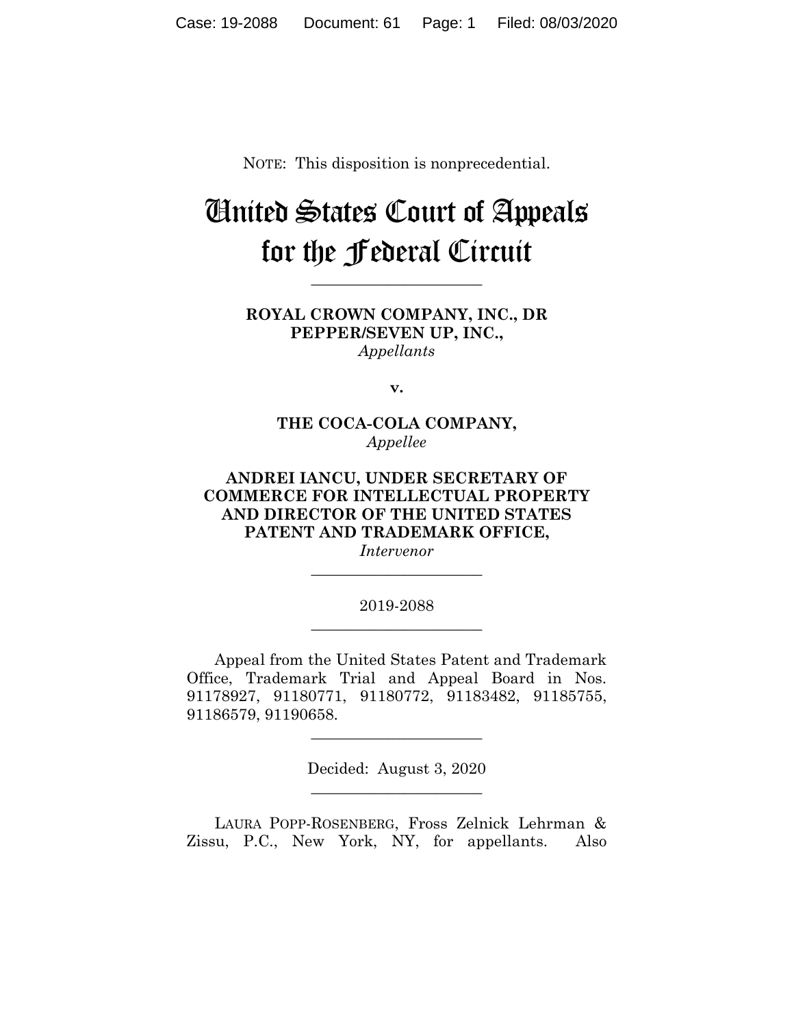NOTE: This disposition is nonprecedential.

# United States Court of Appeals for the Federal Circuit

---

**ROYAL CROWN COMPANY, INC., DR PEPPER/SEVEN UP, INC.,**
*Appellants*

**v.**

**THE COCA-COLA COMPANY,**
*Appellee*

**ANDREI IANCU, UNDER SECRETARY OF COMMERCE FOR INTELLECTUAL PROPERTY AND DIRECTOR OF THE UNITED STATES PATENT AND TRADEMARK OFFICE,**
*Intervenor*

---

2019-2088

---

Appeal from the United States Patent and Trademark Office, Trademark Trial and Appeal Board in Nos. 91178927, 91180771, 91180772, 91183482, 91185755, 91186579, 91190658.

---

Decided: August 3, 2020

---

LAURA POPP-ROSENBERG, Fross Zelnick Lehrman & Zissu, P.C., New York, NY, for appellants. Also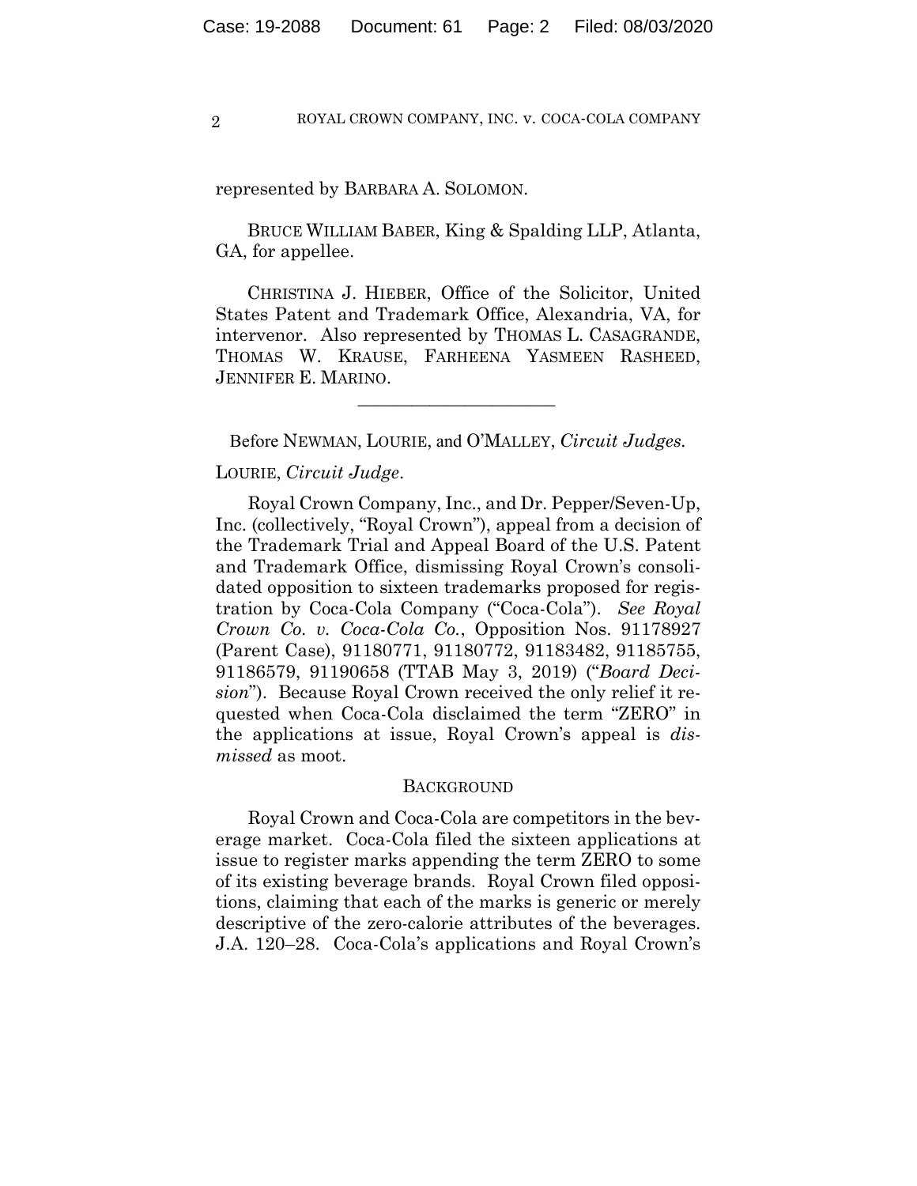represented by BARBARA A. SOLOMON.

BRUCE WILLIAM BABER, King & Spalding LLP, Atlanta, GA, for appellee.

CHRISTINA J. HIEBER, Office of the Solicitor, United States Patent and Trademark Office, Alexandria, VA, for intervenor. Also represented by THOMAS L. CASAGRANDE, THOMAS W. KRAUSE, FARHEENA YASMEEN RASHEED, JENNIFER E. MARINO.

---

Before NEWMAN, LOURIE, and O'MALLEY, *Circuit Judges*.

LOURIE, *Circuit Judge*.

Royal Crown Company, Inc., and Dr. Pepper/Seven-Up, Inc. (collectively, "Royal Crown"), appeal from a decision of the Trademark Trial and Appeal Board of the U.S. Patent and Trademark Office, dismissing Royal Crown's consolidated opposition to sixteen trademarks proposed for registration by Coca-Cola Company ("Coca-Cola"). *See Royal Crown Co. v. Coca-Cola Co.*, Opposition Nos. 91178927 (Parent Case), 91180771, 91180772, 91183482, 91185755, 91186579, 91190658 (TTAB May 3, 2019) ("*Board Decision*"). Because Royal Crown received the only relief it requested when Coca-Cola disclaimed the term "ZERO" in the applications at issue, Royal Crown's appeal is *dismissed* as moot.

## BACKGROUND

Royal Crown and Coca-Cola are competitors in the beverage market. Coca-Cola filed the sixteen applications at issue to register marks appending the term ZERO to some of its existing beverage brands. Royal Crown filed oppositions, claiming that each of the marks is generic or merely descriptive of the zero-calorie attributes of the beverages. J.A. 120–28. Coca-Cola's applications and Royal Crown's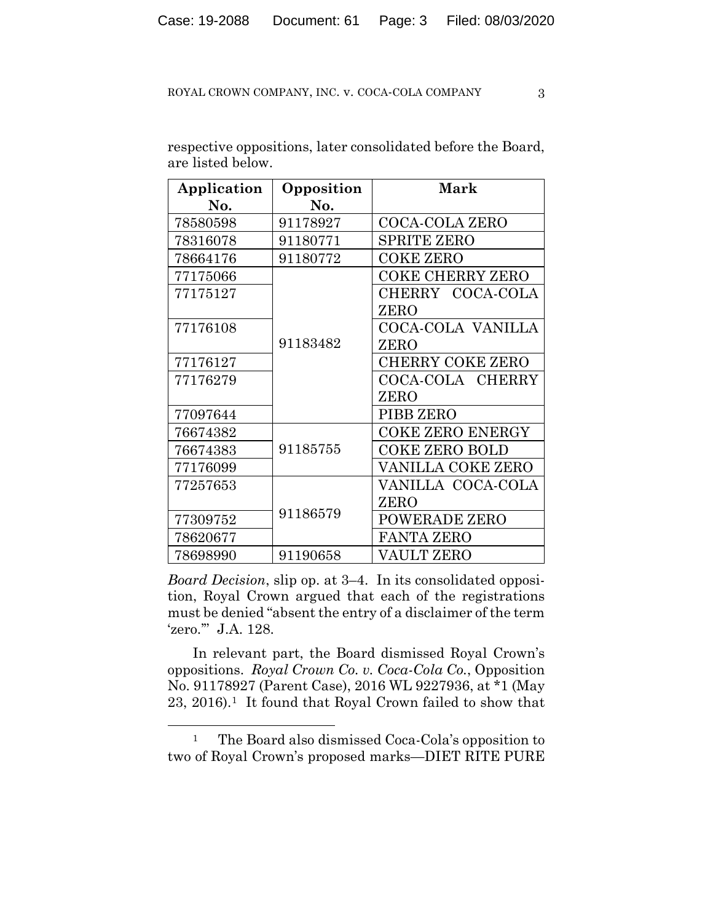respective oppositions, later consolidated before the Board, are listed below.

| Application No. | Opposition No. | Mark |
|---|---|---|
| 78580598 | 91178927 | COCA-COLA ZERO |
| 78316078 | 91180771 | SPRITE ZERO |
| 78664176 | 91180772 | COKE ZERO |
| 77175066 | 91183482 | COKE CHERRY ZERO |
| 77175127 | | CHERRY COCA-COLA ZERO |
| 77176108 | | COCA-COLA VANILLA ZERO |
| 77176127 | | CHERRY COKE ZERO |
| 77176279 | | COCA-COLA CHERRY ZERO |
| 77097644 | | PIBB ZERO |
| 76674382 | 91185755 | COKE ZERO ENERGY |
| 76674383 | | COKE ZERO BOLD |
| 77176099 | | VANILLA COKE ZERO |
| 77257653 | 91186579 | VANILLA COCA-COLA ZERO |
| 77309752 | | POWERADE ZERO |
| 78620677 | | FANTA ZERO |
| 78698990 | 91190658 | VAULT ZERO |

*Board Decision*, slip op. at 3–4. In its consolidated opposition, Royal Crown argued that each of the registrations must be denied "absent the entry of a disclaimer of the term 'zero.'" J.A. 128.

In relevant part, the Board dismissed Royal Crown's oppositions. *Royal Crown Co. v. Coca-Cola Co.*, Opposition No. 91178927 (Parent Case), 2016 WL 9227936, at *1 (May 23, 2016).[1] It found that Royal Crown failed to show that

[1] The Board also dismissed Coca-Cola's opposition to two of Royal Crown's proposed marks—DIET RITE PURE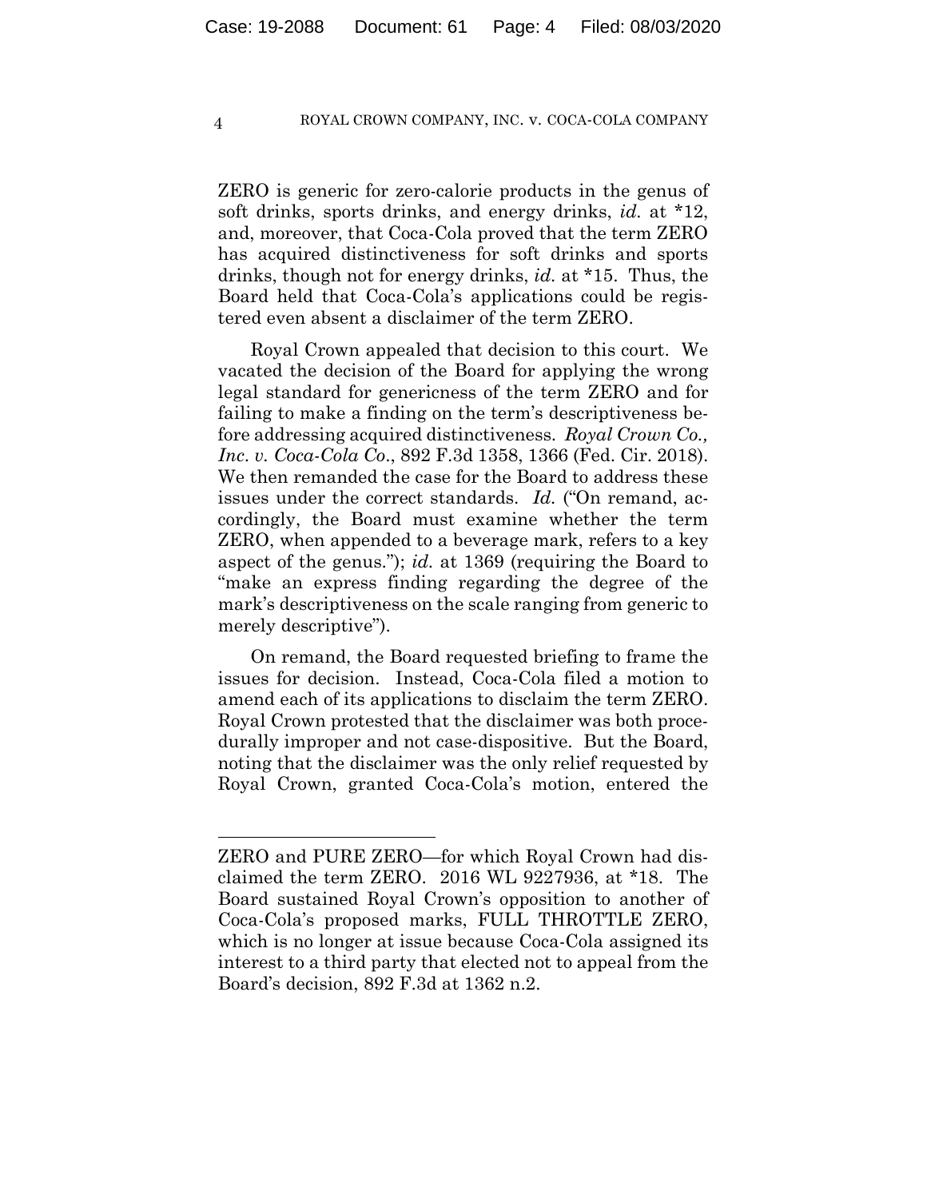ZERO is generic for zero-calorie products in the genus of soft drinks, sports drinks, and energy drinks, *id.* at *12, and, moreover, that Coca-Cola proved that the term ZERO has acquired distinctiveness for soft drinks and sports drinks, though not for energy drinks, *id.* at *15. Thus, the Board held that Coca-Cola's applications could be registered even absent a disclaimer of the term ZERO.

Royal Crown appealed that decision to this court. We vacated the decision of the Board for applying the wrong legal standard for genericness of the term ZERO and for failing to make a finding on the term's descriptiveness before addressing acquired distinctiveness. *Royal Crown Co., Inc. v. Coca-Cola Co.*, 892 F.3d 1358, 1366 (Fed. Cir. 2018). We then remanded the case for the Board to address these issues under the correct standards. *Id.* ("On remand, accordingly, the Board must examine whether the term ZERO, when appended to a beverage mark, refers to a key aspect of the genus."); *id.* at 1369 (requiring the Board to "make an express finding regarding the degree of the mark's descriptiveness on the scale ranging from generic to merely descriptive").

On remand, the Board requested briefing to frame the issues for decision. Instead, Coca-Cola filed a motion to amend each of its applications to disclaim the term ZERO. Royal Crown protested that the disclaimer was both procedurally improper and not case-dispositive. But the Board, noting that the disclaimer was the only relief requested by Royal Crown, granted Coca-Cola's motion, entered the

---

ZERO and PURE ZERO—for which Royal Crown had disclaimed the term ZERO. 2016 WL 9227936, at *18. The Board sustained Royal Crown's opposition to another of Coca-Cola's proposed marks, FULL THROTTLE ZERO, which is no longer at issue because Coca-Cola assigned its interest to a third party that elected not to appeal from the Board's decision, 892 F.3d at 1362 n.2.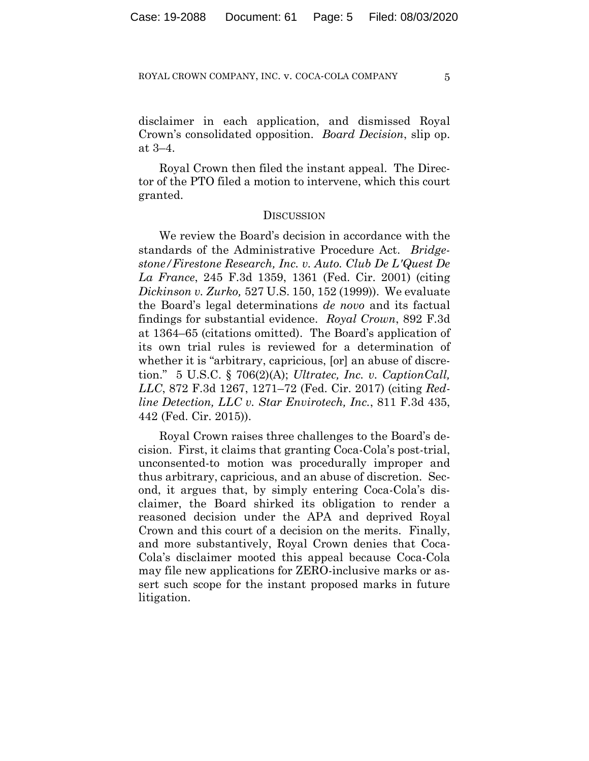disclaimer in each application, and dismissed Royal Crown's consolidated opposition. *Board Decision*, slip op. at 3–4.

Royal Crown then filed the instant appeal. The Director of the PTO filed a motion to intervene, which this court granted.

## DISCUSSION

We review the Board's decision in accordance with the standards of the Administrative Procedure Act. *Bridgestone/Firestone Research, Inc. v. Auto. Club De L'Quest De La France*, 245 F.3d 1359, 1361 (Fed. Cir. 2001) (citing *Dickinson v. Zurko,* 527 U.S. 150, 152 (1999)). We evaluate the Board's legal determinations *de novo* and its factual findings for substantial evidence. *Royal Crown*, 892 F.3d at 1364–65 (citations omitted). The Board's application of its own trial rules is reviewed for a determination of whether it is "arbitrary, capricious, [or] an abuse of discretion." 5 U.S.C. § 706(2)(A); *Ultratec, Inc. v. CaptionCall, LLC*, 872 F.3d 1267, 1271–72 (Fed. Cir. 2017) (citing *Redline Detection, LLC v. Star Envirotech, Inc.*, 811 F.3d 435, 442 (Fed. Cir. 2015)).

Royal Crown raises three challenges to the Board's decision. First, it claims that granting Coca-Cola's post-trial, unconsented-to motion was procedurally improper and thus arbitrary, capricious, and an abuse of discretion. Second, it argues that, by simply entering Coca-Cola's disclaimer, the Board shirked its obligation to render a reasoned decision under the APA and deprived Royal Crown and this court of a decision on the merits. Finally, and more substantively, Royal Crown denies that Coca-Cola's disclaimer mooted this appeal because Coca-Cola may file new applications for ZERO-inclusive marks or assert such scope for the instant proposed marks in future litigation.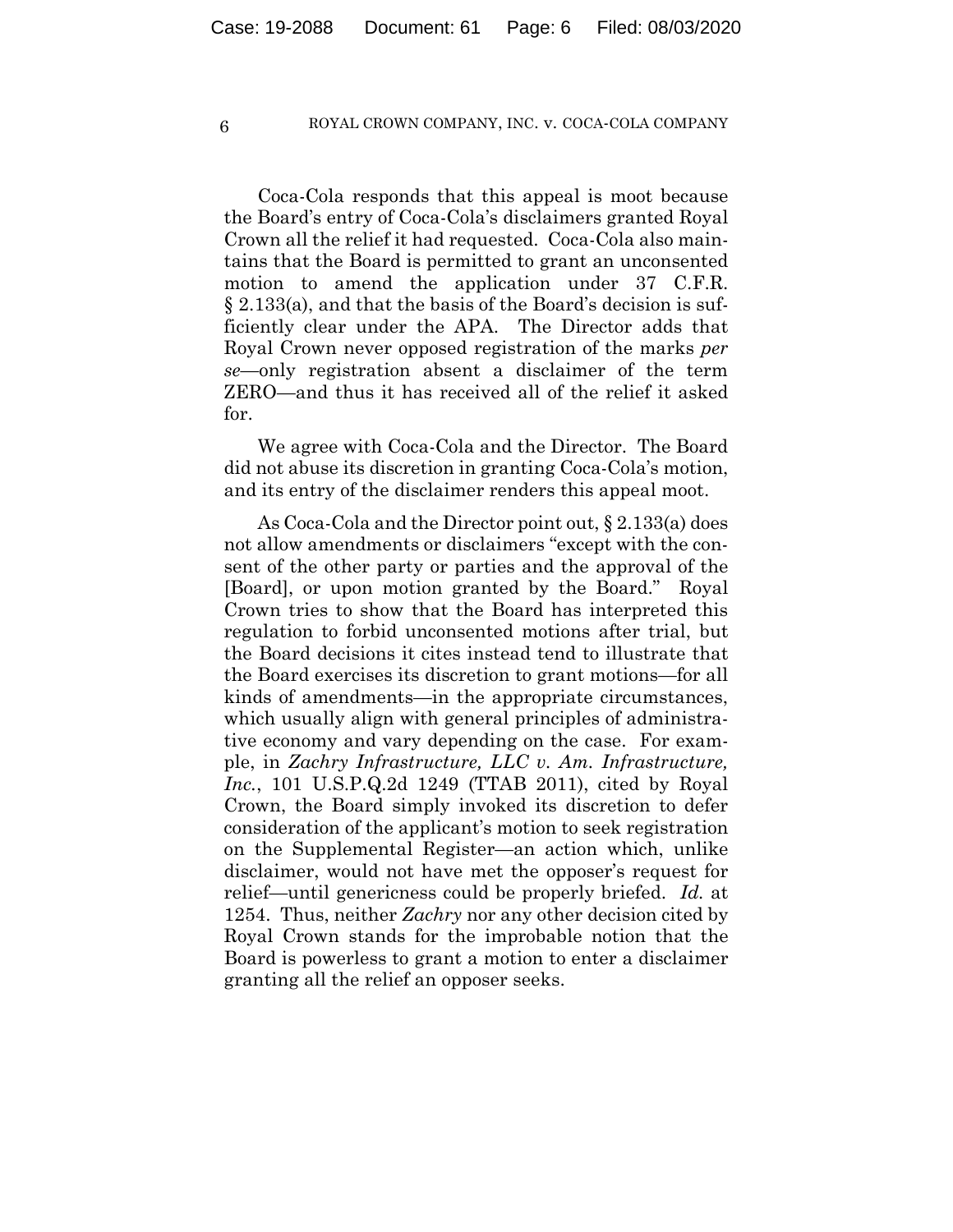Coca-Cola responds that this appeal is moot because the Board's entry of Coca-Cola's disclaimers granted Royal Crown all the relief it had requested. Coca-Cola also maintains that the Board is permitted to grant an unconsented motion to amend the application under 37 C.F.R. § 2.133(a), and that the basis of the Board's decision is sufficiently clear under the APA. The Director adds that Royal Crown never opposed registration of the marks *per se*—only registration absent a disclaimer of the term ZERO—and thus it has received all of the relief it asked for.

We agree with Coca-Cola and the Director. The Board did not abuse its discretion in granting Coca-Cola's motion, and its entry of the disclaimer renders this appeal moot.

As Coca-Cola and the Director point out, § 2.133(a) does not allow amendments or disclaimers "except with the consent of the other party or parties and the approval of the [Board], or upon motion granted by the Board." Royal Crown tries to show that the Board has interpreted this regulation to forbid unconsented motions after trial, but the Board decisions it cites instead tend to illustrate that the Board exercises its discretion to grant motions—for all kinds of amendments—in the appropriate circumstances, which usually align with general principles of administrative economy and vary depending on the case. For example, in *Zachry Infrastructure, LLC v. Am. Infrastructure, Inc.*, 101 U.S.P.Q.2d 1249 (TTAB 2011), cited by Royal Crown, the Board simply invoked its discretion to defer consideration of the applicant's motion to seek registration on the Supplemental Register—an action which, unlike disclaimer, would not have met the opposer's request for relief—until genericness could be properly briefed. *Id.* at 1254. Thus, neither *Zachry* nor any other decision cited by Royal Crown stands for the improbable notion that the Board is powerless to grant a motion to enter a disclaimer granting all the relief an opposer seeks.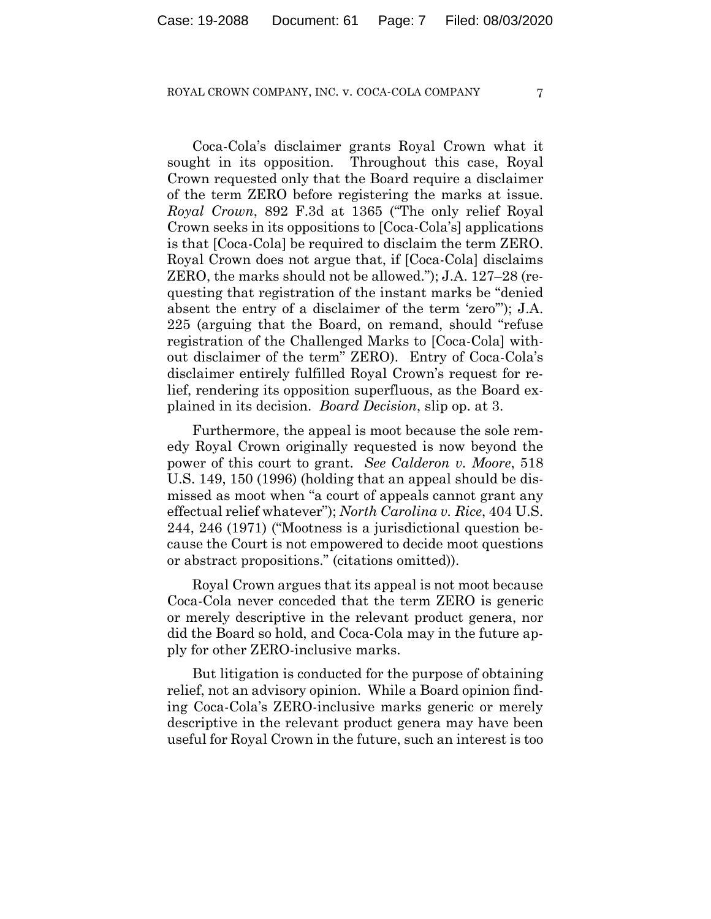Coca-Cola's disclaimer grants Royal Crown what it sought in its opposition. Throughout this case, Royal Crown requested only that the Board require a disclaimer of the term ZERO before registering the marks at issue. *Royal Crown*, 892 F.3d at 1365 ("The only relief Royal Crown seeks in its oppositions to [Coca-Cola's] applications is that [Coca-Cola] be required to disclaim the term ZERO. Royal Crown does not argue that, if [Coca-Cola] disclaims ZERO, the marks should not be allowed."); J.A. 127–28 (requesting that registration of the instant marks be "denied absent the entry of a disclaimer of the term 'zero'"); J.A. 225 (arguing that the Board, on remand, should "refuse registration of the Challenged Marks to [Coca-Cola] without disclaimer of the term" ZERO). Entry of Coca-Cola's disclaimer entirely fulfilled Royal Crown's request for relief, rendering its opposition superfluous, as the Board explained in its decision. *Board Decision*, slip op. at 3.

Furthermore, the appeal is moot because the sole remedy Royal Crown originally requested is now beyond the power of this court to grant. *See Calderon v. Moore*, 518 U.S. 149, 150 (1996) (holding that an appeal should be dismissed as moot when "a court of appeals cannot grant any effectual relief whatever"); *North Carolina v. Rice*, 404 U.S. 244, 246 (1971) ("Mootness is a jurisdictional question because the Court is not empowered to decide moot questions or abstract propositions." (citations omitted)).

Royal Crown argues that its appeal is not moot because Coca-Cola never conceded that the term ZERO is generic or merely descriptive in the relevant product genera, nor did the Board so hold, and Coca-Cola may in the future apply for other ZERO-inclusive marks.

But litigation is conducted for the purpose of obtaining relief, not an advisory opinion. While a Board opinion finding Coca-Cola's ZERO-inclusive marks generic or merely descriptive in the relevant product genera may have been useful for Royal Crown in the future, such an interest is too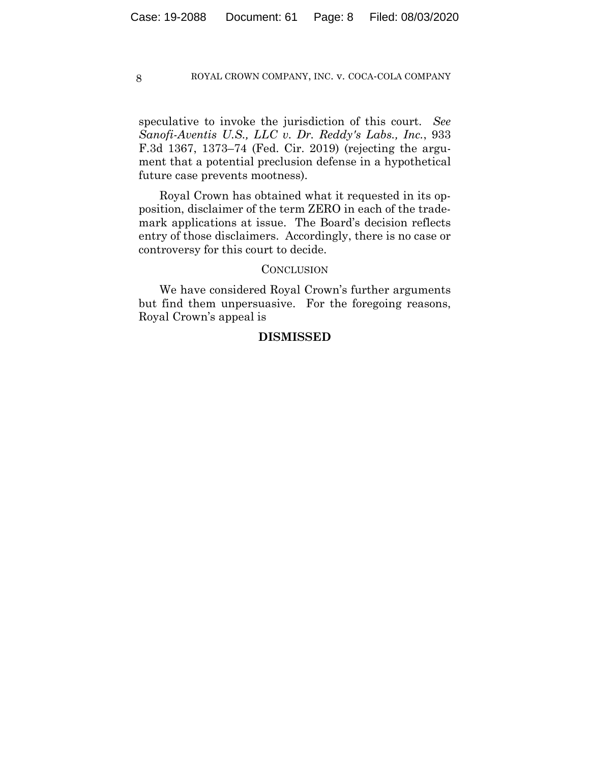speculative to invoke the jurisdiction of this court. *See Sanofi-Aventis U.S., LLC v. Dr. Reddy's Labs., Inc.*, 933 F.3d 1367, 1373–74 (Fed. Cir. 2019) (rejecting the argument that a potential preclusion defense in a hypothetical future case prevents mootness).

Royal Crown has obtained what it requested in its opposition, disclaimer of the term ZERO in each of the trademark applications at issue. The Board's decision reflects entry of those disclaimers. Accordingly, there is no case or controversy for this court to decide.

## CONCLUSION

We have considered Royal Crown's further arguments but find them unpersuasive. For the foregoing reasons, Royal Crown's appeal is

**DISMISSED**